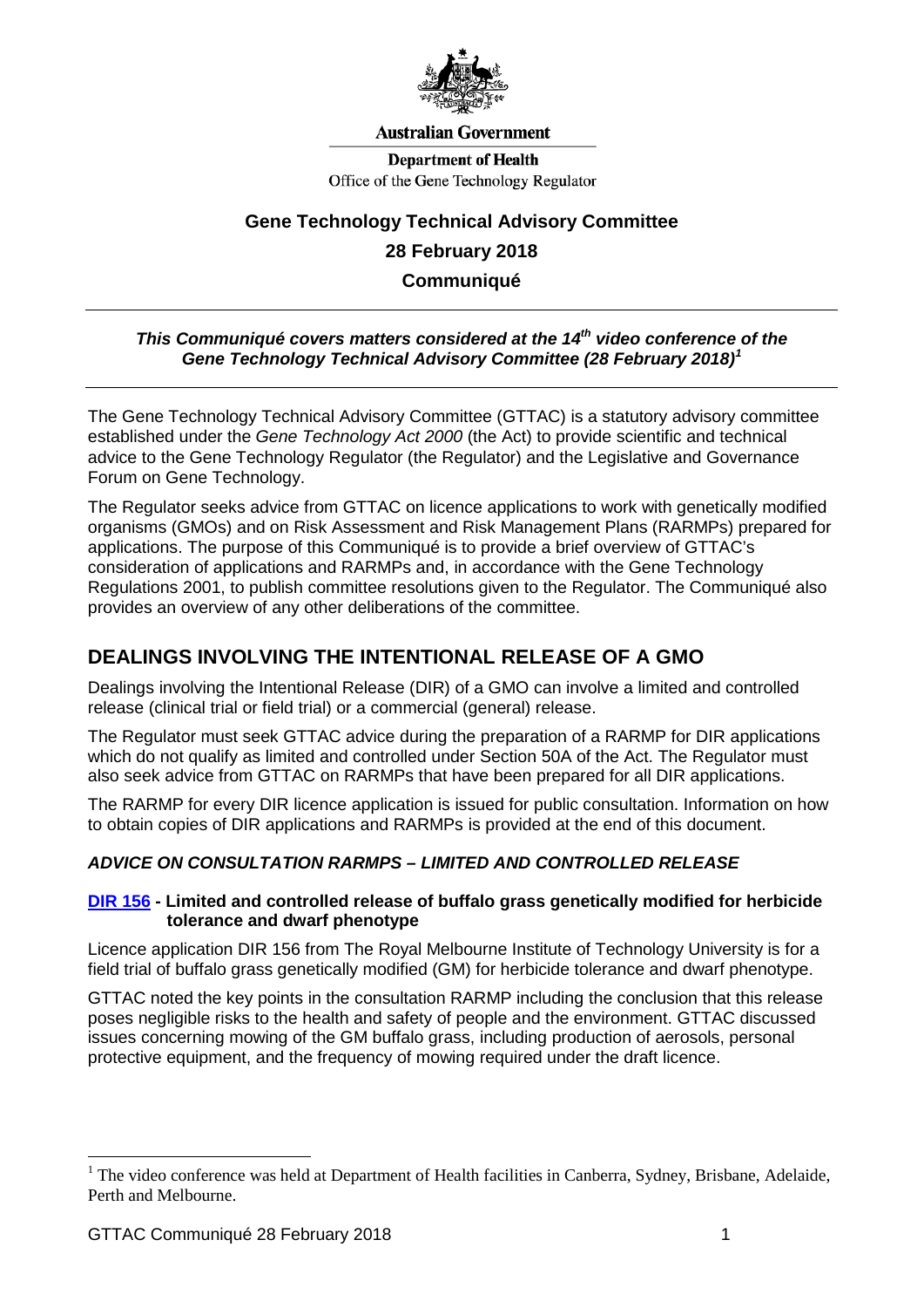**Australian Government**

**Department of Health**
Office of the Gene Technology Regulator

# Gene Technology Technical Advisory Committee

## 28 February 2018

## Communiqué

***This Communiqué covers matters considered at the 14th video conference of the Gene Technology Technical Advisory Committee (28 February 2018)[1]***

The Gene Technology Technical Advisory Committee (GTTAC) is a statutory advisory committee established under the *Gene Technology Act 2000* (the Act) to provide scientific and technical advice to the Gene Technology Regulator (the Regulator) and the Legislative and Governance Forum on Gene Technology.

The Regulator seeks advice from GTTAC on licence applications to work with genetically modified organisms (GMOs) and on Risk Assessment and Risk Management Plans (RARMPs) prepared for applications. The purpose of this Communiqué is to provide a brief overview of GTTAC's consideration of applications and RARMPs and, in accordance with the Gene Technology Regulations 2001, to publish committee resolutions given to the Regulator. The Communiqué also provides an overview of any other deliberations of the committee.

## DEALINGS INVOLVING THE INTENTIONAL RELEASE OF A GMO

Dealings involving the Intentional Release (DIR) of a GMO can involve a limited and controlled release (clinical trial or field trial) or a commercial (general) release.

The Regulator must seek GTTAC advice during the preparation of a RARMP for DIR applications which do not qualify as limited and controlled under Section 50A of the Act. The Regulator must also seek advice from GTTAC on RARMPs that have been prepared for all DIR applications.

The RARMP for every DIR licence application is issued for public consultation. Information on how to obtain copies of DIR applications and RARMPs is provided at the end of this document.

### *ADVICE ON CONSULTATION RARMPS – LIMITED AND CONTROLLED RELEASE*

#### DIR 156 - Limited and controlled release of buffalo grass genetically modified for herbicide tolerance and dwarf phenotype

Licence application DIR 156 from The Royal Melbourne Institute of Technology University is for a field trial of buffalo grass genetically modified (GM) for herbicide tolerance and dwarf phenotype.

GTTAC noted the key points in the consultation RARMP including the conclusion that this release poses negligible risks to the health and safety of people and the environment. GTTAC discussed issues concerning mowing of the GM buffalo grass, including production of aerosols, personal protective equipment, and the frequency of mowing required under the draft licence.

---

[1] The video conference was held at Department of Health facilities in Canberra, Sydney, Brisbane, Adelaide, Perth and Melbourne.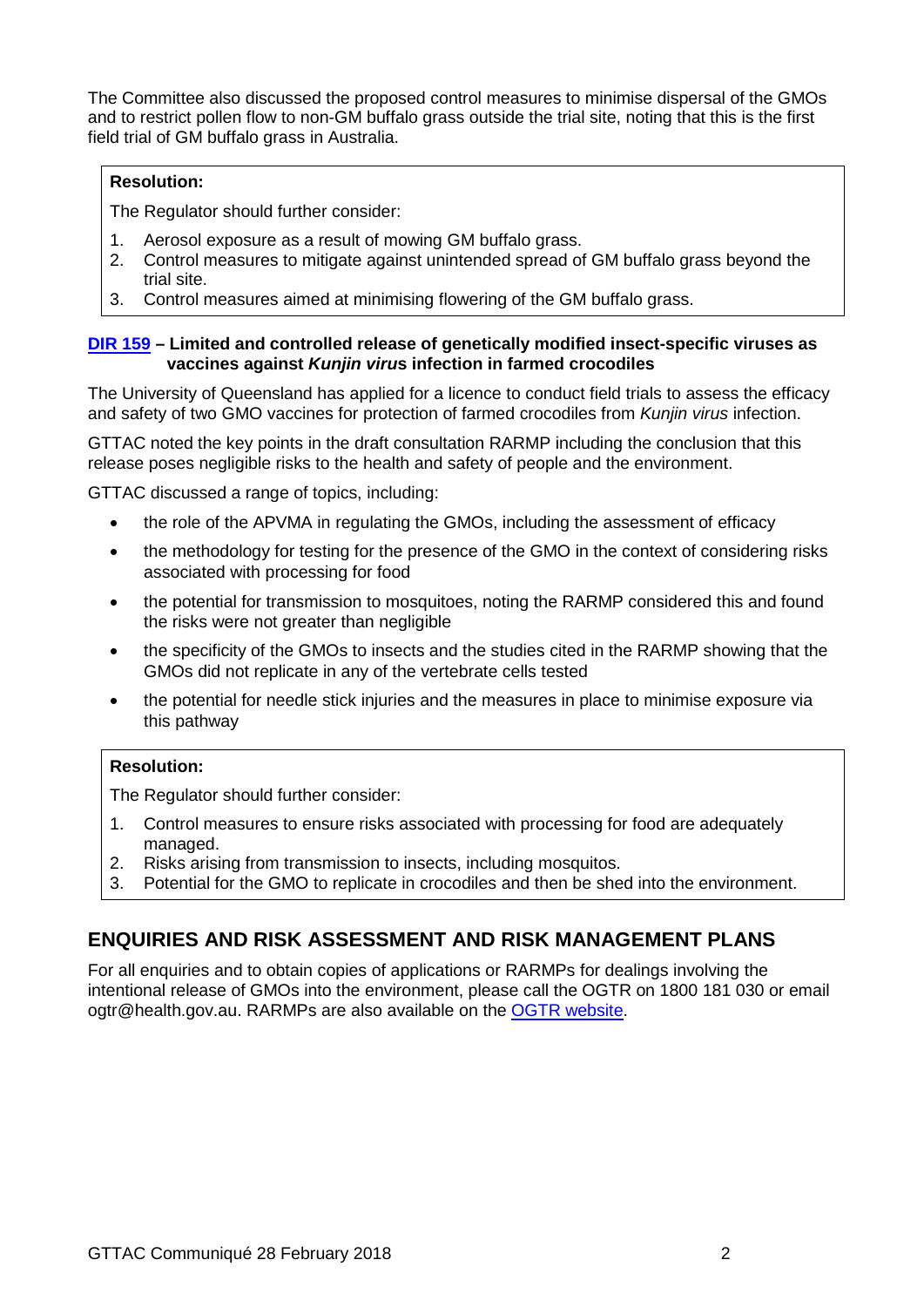The Committee also discussed the proposed control measures to minimise dispersal of the GMOs and to restrict pollen flow to non-GM buffalo grass outside the trial site, noting that this is the first field trial of GM buffalo grass in Australia.

> **Resolution:**
>
> The Regulator should further consider:
>
> 1. Aerosol exposure as a result of mowing GM buffalo grass.
> 2. Control measures to mitigate against unintended spread of GM buffalo grass beyond the trial site.
> 3. Control measures aimed at minimising flowering of the GM buffalo grass.

### DIR 159 – Limited and controlled release of genetically modified insect-specific viruses as vaccines against *Kunjin virus* infection in farmed crocodiles

The University of Queensland has applied for a licence to conduct field trials to assess the efficacy and safety of two GMO vaccines for protection of farmed crocodiles from *Kunjin virus* infection.

GTTAC noted the key points in the draft consultation RARMP including the conclusion that this release poses negligible risks to the health and safety of people and the environment.

GTTAC discussed a range of topics, including:

- the role of the APVMA in regulating the GMOs, including the assessment of efficacy
- the methodology for testing for the presence of the GMO in the context of considering risks associated with processing for food
- the potential for transmission to mosquitoes, noting the RARMP considered this and found the risks were not greater than negligible
- the specificity of the GMOs to insects and the studies cited in the RARMP showing that the GMOs did not replicate in any of the vertebrate cells tested
- the potential for needle stick injuries and the measures in place to minimise exposure via this pathway

> **Resolution:**
>
> The Regulator should further consider:
>
> 1. Control measures to ensure risks associated with processing for food are adequately managed.
> 2. Risks arising from transmission to insects, including mosquitos.
> 3. Potential for the GMO to replicate in crocodiles and then be shed into the environment.

## ENQUIRIES AND RISK ASSESSMENT AND RISK MANAGEMENT PLANS

For all enquiries and to obtain copies of applications or RARMPs for dealings involving the intentional release of GMOs into the environment, please call the OGTR on 1800 181 030 or email ogtr@health.gov.au. RARMPs are also available on the OGTR website.